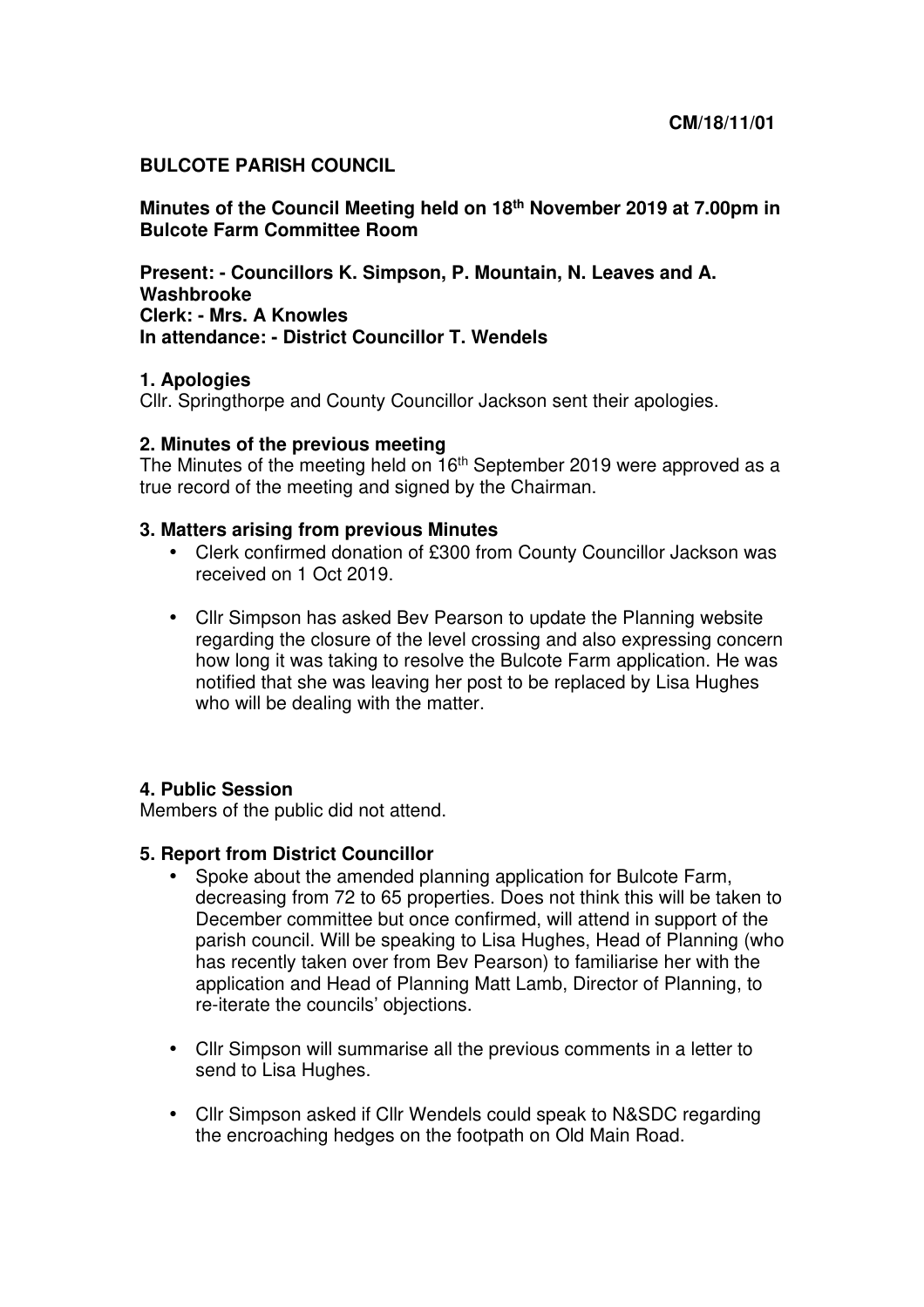**CM/18/11/01**

# BULCOTE PARISH COUNCIL

**Minutes of the Council Meeting held on 18th November 2019 at 7.00pm in Bulcote Farm Committee Room**

**Present: - Councillors K. Simpson, P. Mountain, N. Leaves and A. Washbrooke**
**Clerk: - Mrs. A Knowles**
**In attendance: - District Councillor T. Wendels**

### 1. Apologies

Cllr. Springthorpe and County Councillor Jackson sent their apologies.

### 2. Minutes of the previous meeting

The Minutes of the meeting held on 16th September 2019 were approved as a true record of the meeting and signed by the Chairman.

### 3. Matters arising from previous Minutes

- Clerk confirmed donation of £300 from County Councillor Jackson was received on 1 Oct 2019.
- Cllr Simpson has asked Bev Pearson to update the Planning website regarding the closure of the level crossing and also expressing concern how long it was taking to resolve the Bulcote Farm application. He was notified that she was leaving her post to be replaced by Lisa Hughes who will be dealing with the matter.

### 4. Public Session

Members of the public did not attend.

### 5. Report from District Councillor

- Spoke about the amended planning application for Bulcote Farm, decreasing from 72 to 65 properties. Does not think this will be taken to December committee but once confirmed, will attend in support of the parish council. Will be speaking to Lisa Hughes, Head of Planning (who has recently taken over from Bev Pearson) to familiarise her with the application and Head of Planning Matt Lamb, Director of Planning, to re-iterate the councils' objections.
- Cllr Simpson will summarise all the previous comments in a letter to send to Lisa Hughes.
- Cllr Simpson asked if Cllr Wendels could speak to N&SDC regarding the encroaching hedges on the footpath on Old Main Road.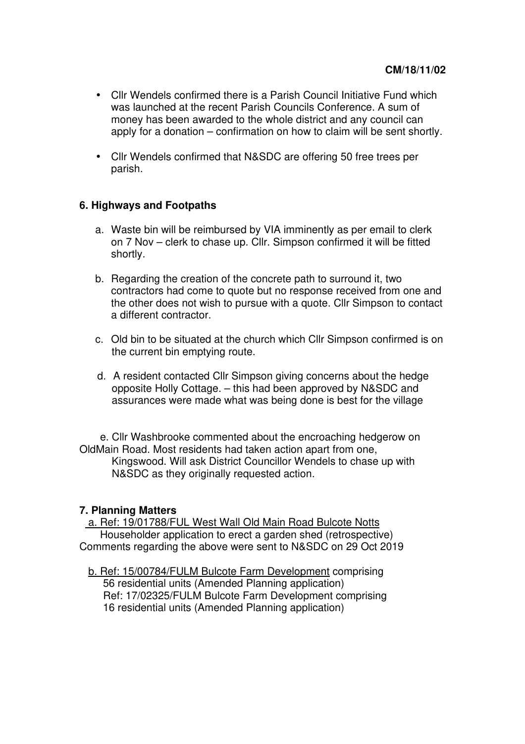**CM/18/11/02**

- Cllr Wendels confirmed there is a Parish Council Initiative Fund which was launched at the recent Parish Councils Conference. A sum of money has been awarded to the whole district and any council can apply for a donation – confirmation on how to claim will be sent shortly.
- Cllr Wendels confirmed that N&SDC are offering 50 free trees per parish.

**6. Highways and Footpaths**

a. Waste bin will be reimbursed by VIA imminently as per email to clerk on 7 Nov – clerk to chase up. Cllr. Simpson confirmed it will be fitted shortly.

b. Regarding the creation of the concrete path to surround it, two contractors had come to quote but no response received from one and the other does not wish to pursue with a quote. Cllr Simpson to contact a different contractor.

c. Old bin to be situated at the church which Cllr Simpson confirmed is on the current bin emptying route.

d. A resident contacted Cllr Simpson giving concerns about the hedge opposite Holly Cottage. – this had been approved by N&SDC and assurances were made what was being done is best for the village

e. Cllr Washbrooke commented about the encroaching hedgerow on OldMain Road. Most residents had taken action apart from one, Kingswood. Will ask District Councillor Wendels to chase up with N&SDC as they originally requested action.

**7. Planning Matters**

a. <u>Ref: 19/01788/FUL West Wall Old Main Road Bulcote Notts</u>
Householder application to erect a garden shed (retrospective)
Comments regarding the above were sent to N&SDC on 29 Oct 2019

b. <u>Ref: 15/00784/FULM Bulcote Farm Development</u> comprising 56 residential units (Amended Planning application)
Ref: 17/02325/FULM Bulcote Farm Development comprising 16 residential units (Amended Planning application)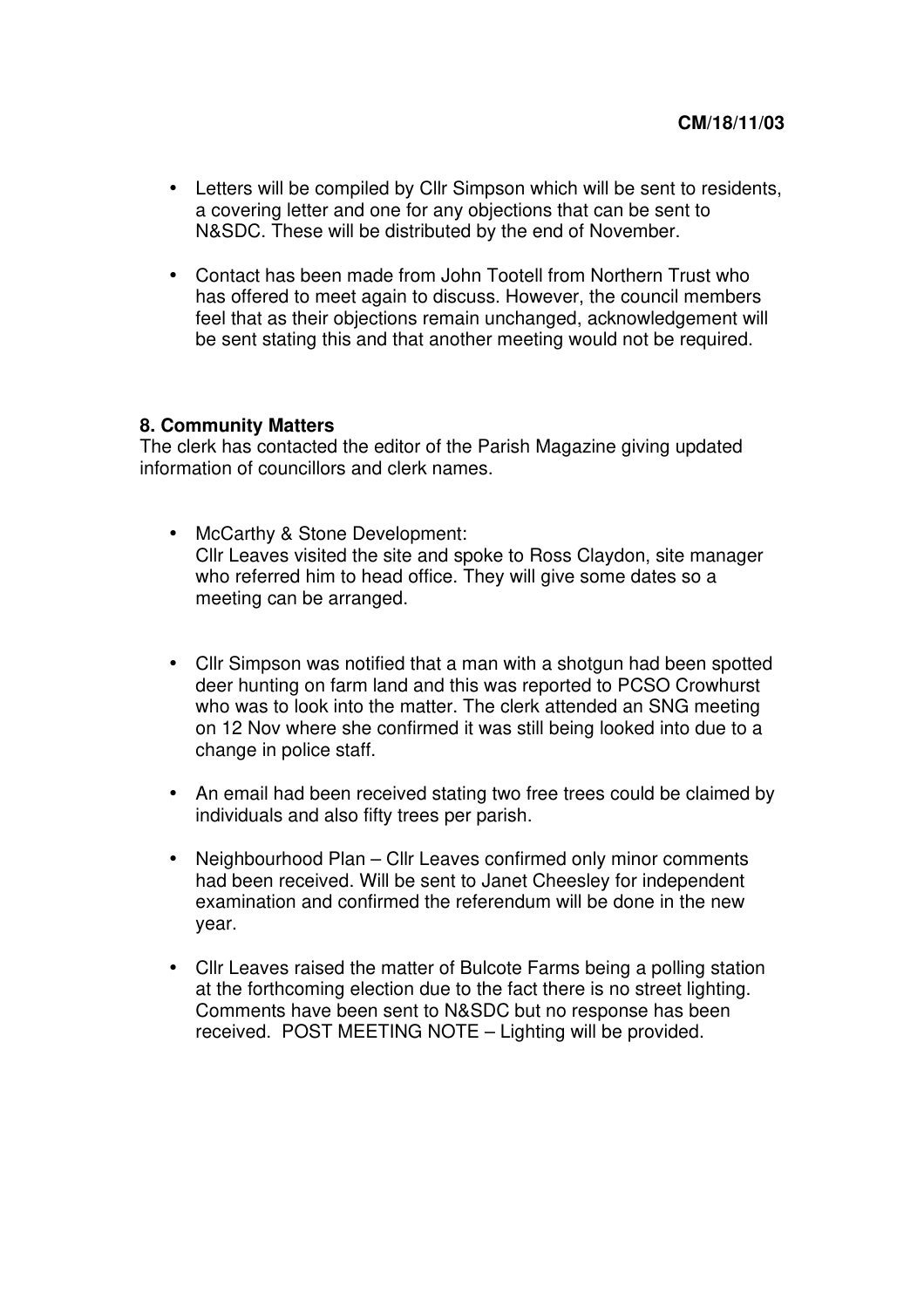- Letters will be compiled by Cllr Simpson which will be sent to residents, a covering letter and one for any objections that can be sent to N&SDC. These will be distributed by the end of November.

- Contact has been made from John Tootell from Northern Trust who has offered to meet again to discuss. However, the council members feel that as their objections remain unchanged, acknowledgement will be sent stating this and that another meeting would not be required.

**8. Community Matters**
The clerk has contacted the editor of the Parish Magazine giving updated information of councillors and clerk names.

- McCarthy & Stone Development:
  Cllr Leaves visited the site and spoke to Ross Claydon, site manager who referred him to head office. They will give some dates so a meeting can be arranged.

- Cllr Simpson was notified that a man with a shotgun had been spotted deer hunting on farm land and this was reported to PCSO Crowhurst who was to look into the matter. The clerk attended an SNG meeting on 12 Nov where she confirmed it was still being looked into due to a change in police staff.

- An email had been received stating two free trees could be claimed by individuals and also fifty trees per parish.

- Neighbourhood Plan – Cllr Leaves confirmed only minor comments had been received. Will be sent to Janet Cheesley for independent examination and confirmed the referendum will be done in the new year.

- Cllr Leaves raised the matter of Bulcote Farms being a polling station at the forthcoming election due to the fact there is no street lighting. Comments have been sent to N&SDC but no response has been received. POST MEETING NOTE – Lighting will be provided.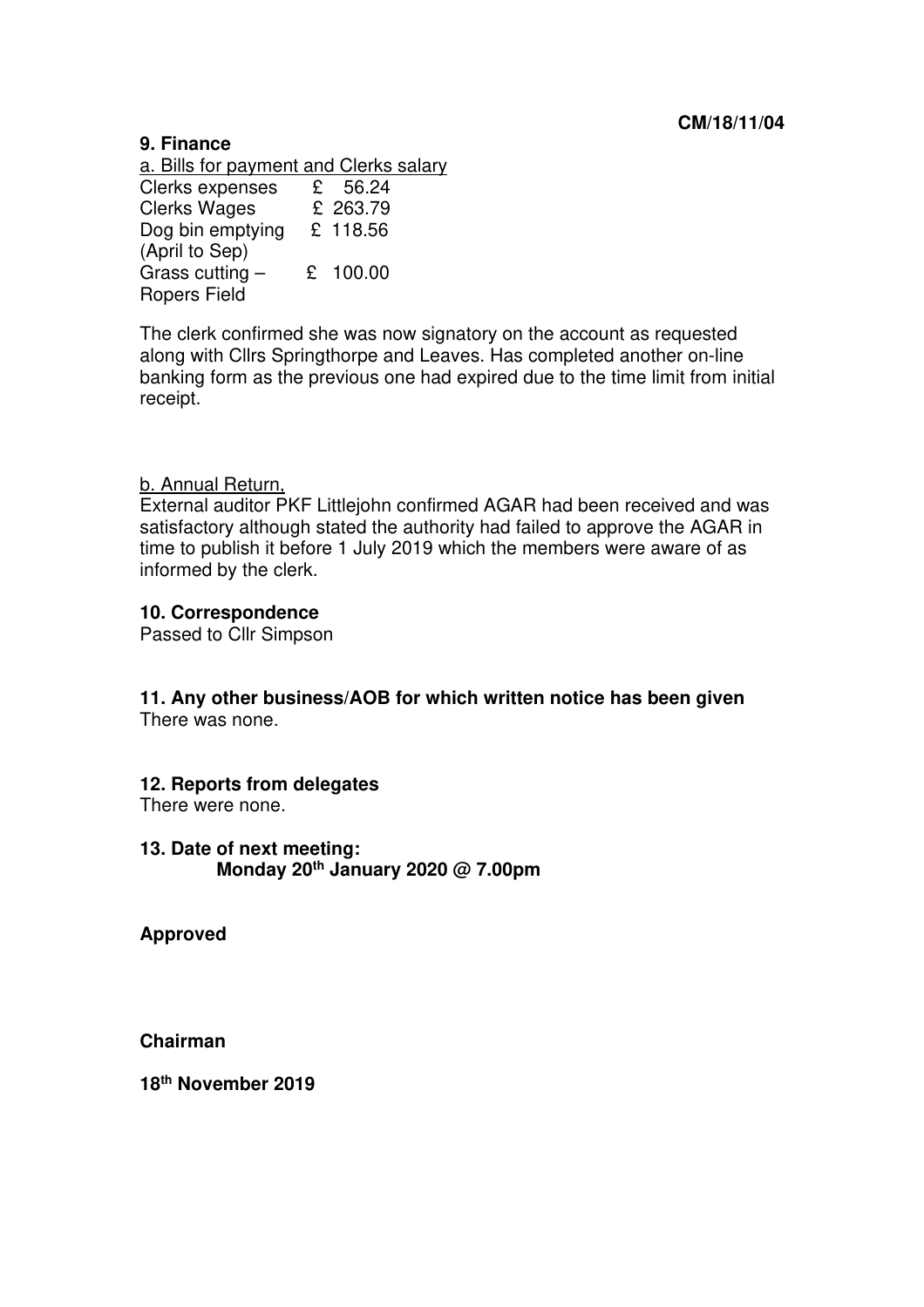**CM/18/11/04**

**9. Finance**

a. Bills for payment and Clerks salary

| | |
|---|---|
| Clerks expenses | £ 56.24 |
| Clerks Wages | £ 263.79 |
| Dog bin emptying (April to Sep) | £ 118.56 |
| Grass cutting – Ropers Field | £ 100.00 |

The clerk confirmed she was now signatory on the account as requested along with Cllrs Springthorpe and Leaves. Has completed another on-line banking form as the previous one had expired due to the time limit from initial receipt.

b. Annual Return,

External auditor PKF Littlejohn confirmed AGAR had been received and was satisfactory although stated the authority had failed to approve the AGAR in time to publish it before 1 July 2019 which the members were aware of as informed by the clerk.

**10. Correspondence**

Passed to Cllr Simpson

**11. Any other business/AOB for which written notice has been given**

There was none.

**12. Reports from delegates**

There were none.

**13. Date of next meeting:**

**Monday 20th January 2020 @ 7.00pm**

**Approved**

**Chairman**

**18th November 2019**